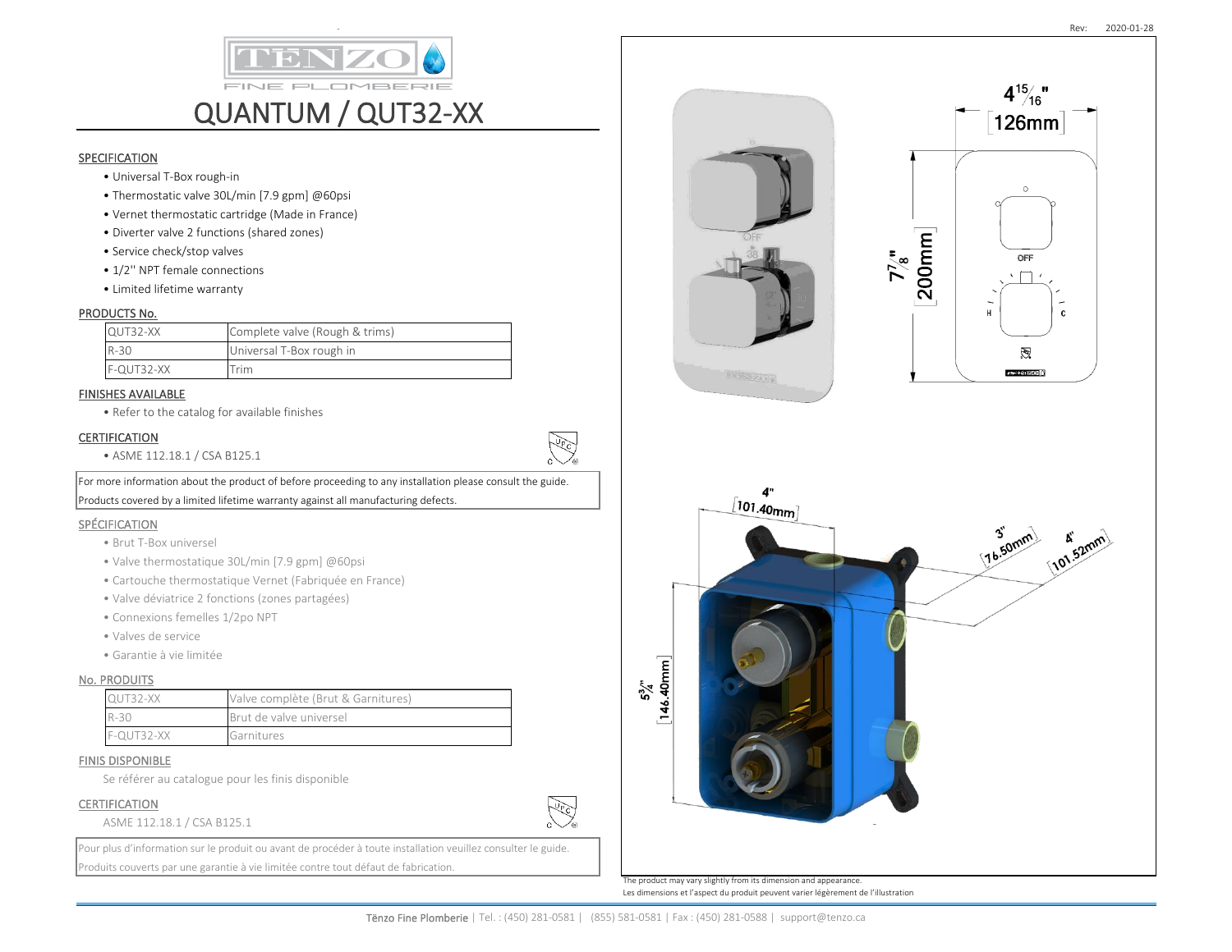# QUANTUM / QUT32-XX

## SPECIFICATION

- Universal T-Box rough-in
- Thermostatic valve 30L/min [7.9 gpm] @60psi
- Vernet thermostatic cartridge (Made in France)
- Diverter valve 2 functions (shared zones)
- Service check/stop valves
- 1/2'' NPT female connections
- Limited lifetime warranty

## PRODUCTS No.

| | |
|---|---|
| QUT32-XX | Complete valve (Rough & trims) |
| R-30 | Universal T-Box rough in |
| F-QUT32-XX | Trim |

## FINISHES AVAILABLE

- Refer to the catalog for available finishes

## CERTIFICATION

- ASME 112.18.1 / CSA B125.1

For more information about the product of before proceeding to any installation please consult the guide.
Products covered by a limited lifetime warranty against all manufacturing defects.

## SPÉCIFICATION

- Brut T-Box universel
- Valve thermostatique 30L/min [7.9 gpm] @60psi
- Cartouche thermostatique Vernet (Fabriquée en France)
- Valve déviatrice 2 fonctions (zones partagées)
- Connexions femelles 1/2po NPT
- Valves de service
- Garantie à vie limitée

## No. PRODUITS

| | |
|---|---|
| QUT32-XX | Valve complète (Brut & Garnitures) |
| R-30 | Brut de valve universel |
| F-QUT32-XX | Garnitures |

## FINIS DISPONIBLE

Se référer au catalogue pour les finis disponible

## CERTIFICATION

ASME 112.18.1 / CSA B125.1

Pour plus d'information sur le produit ou avant de procéder à toute installation veuillez consulter le guide.
Produits couverts par une garantie à vie limitée contre tout défaut de fabrication.

4 15/16" [126mm]

7 7/8" [200mm]

4" [101.40mm]

3" [76.50mm]

4" [101.52mm]

5 3/4" [146.40mm]

The product may vary slightly from its dimension and appearance.
Les dimensions et l'aspect du produit peuvent varier légèrement de l'illustration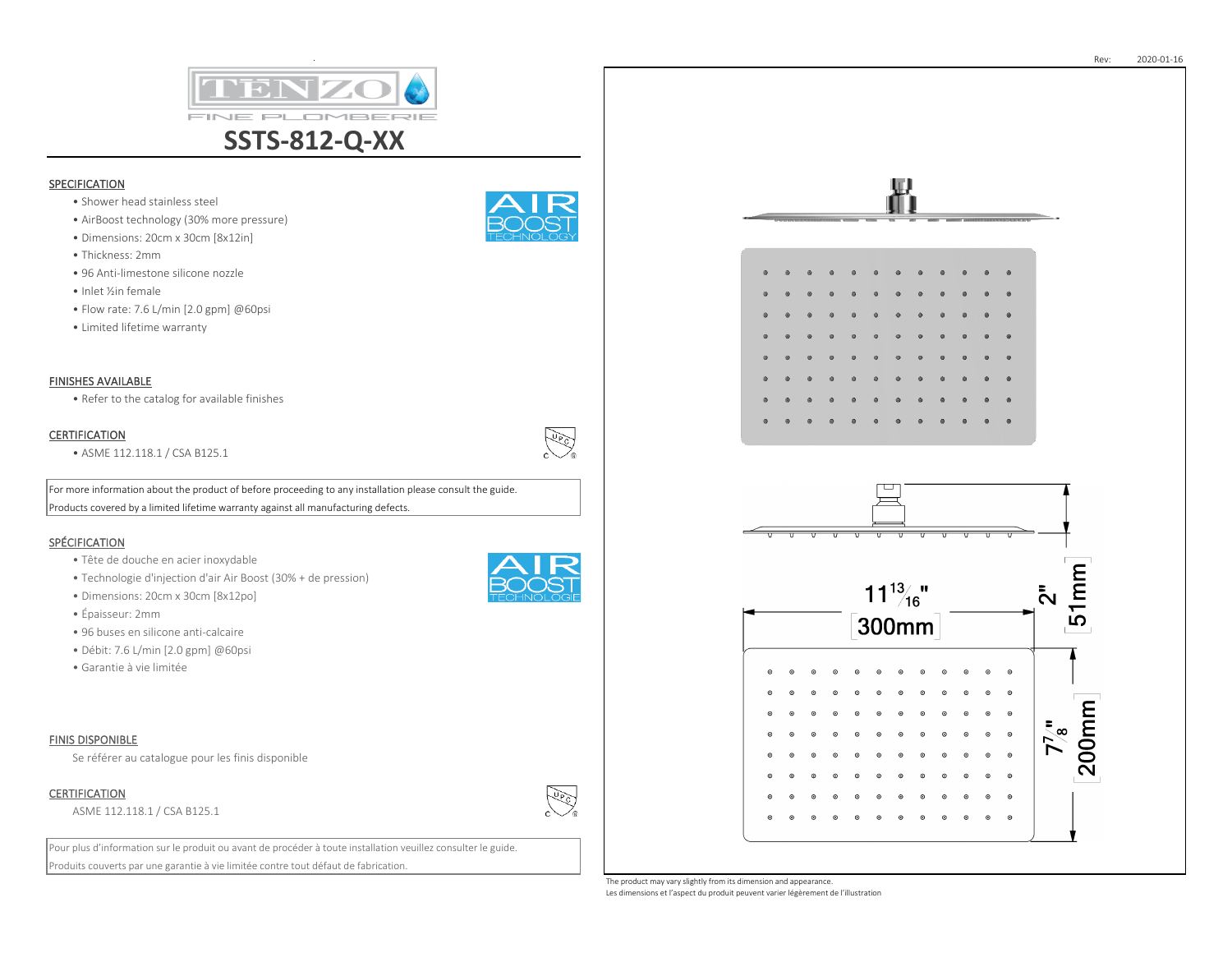Rev: 2020-01-16

# SSTS-812-Q-XX

## SPECIFICATION

- Shower head stainless steel
- AirBoost technology (30% more pressure)
- Dimensions: 20cm x 30cm [8x12in]
- Thickness: 2mm
- 96 Anti-limestone silicone nozzle
- Inlet ½in female
- Flow rate: 7.6 L/min [2.0 gpm] @60psi
- Limited lifetime warranty

## FINISHES AVAILABLE

- Refer to the catalog for available finishes

## CERTIFICATION

- ASME 112.118.1 / CSA B125.1

For more information about the product of before proceeding to any installation please consult the guide.
Products covered by a limited lifetime warranty against all manufacturing defects.

## SPÉCIFICATION

- Tête de douche en acier inoxydable
- Technologie d'injection d'air Air Boost (30% + de pression)
- Dimensions: 20cm x 30cm [8x12po]
- Épaisseur: 2mm
- 96 buses en silicone anti-calcaire
- Débit: 7.6 L/min [2.0 gpm] @60psi
- Garantie à vie limitée

## FINIS DISPONIBLE

Se référer au catalogue pour les finis disponible

## CERTIFICATION

ASME 112.118.1 / CSA B125.1

Pour plus d'information sur le produit ou avant de procéder à toute installation veuillez consulter le guide.
Produits couverts par une garantie à vie limitée contre tout défaut de fabrication.

11 13/16" [300mm]

2" [51mm]

7 7/8" [200mm]

The product may vary slightly from its dimension and appearance.
Les dimensions et l'aspect du produit peuvent varier légèrement de l'illustration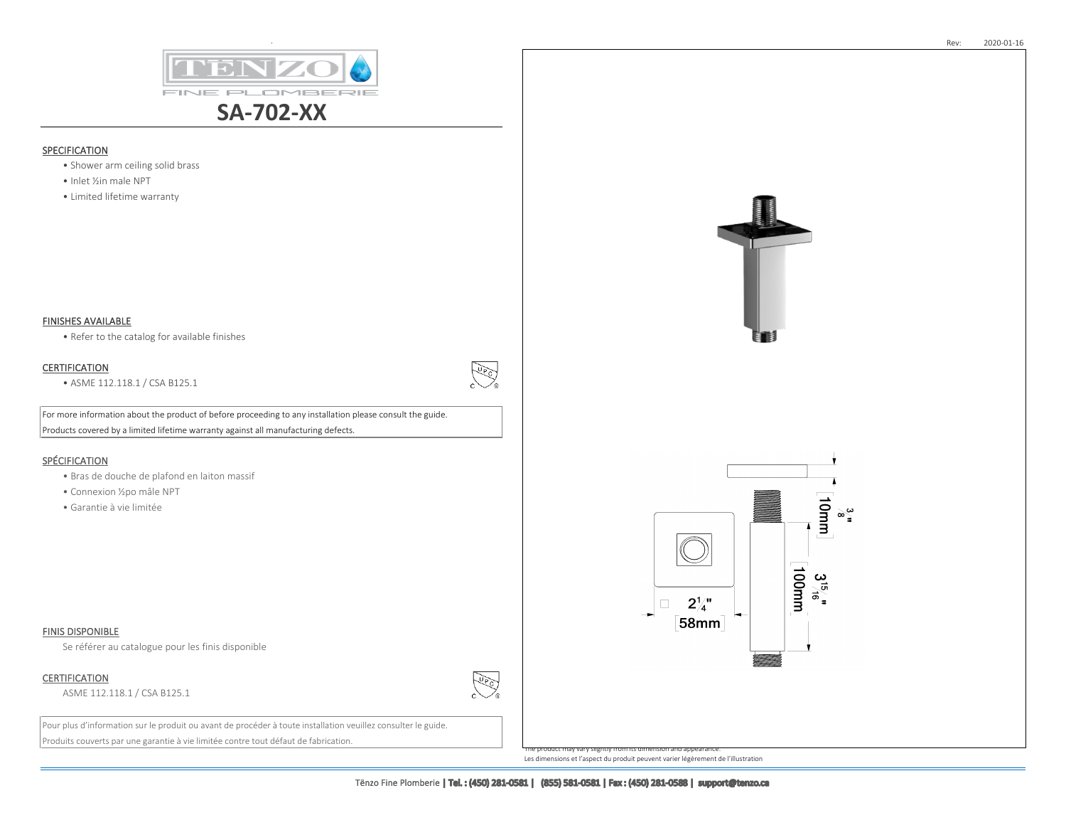# SA-702-XX

## SPECIFICATION

- Shower arm ceiling solid brass
- Inlet ½in male NPT
- Limited lifetime warranty

## FINISHES AVAILABLE

- Refer to the catalog for available finishes

## CERTIFICATION

- ASME 112.118.1 / CSA B125.1

For more information about the product of before proceeding to any installation please consult the guide.
Products covered by a limited lifetime warranty against all manufacturing defects.

## SPÉCIFICATION

- Bras de douche de plafond en laiton massif
- Connexion ½po mâle NPT
- Garantie à vie limitée

## FINIS DISPONIBLE

Se référer au catalogue pour les finis disponible

## CERTIFICATION

ASME 112.118.1 / CSA B125.1

Pour plus d'information sur le produit ou avant de procéder à toute installation veuillez consulter le guide.
Produits couverts par une garantie à vie limitée contre tout défaut de fabrication.

$2\frac{1}{4}$" [58mm]

$\frac{3}{8}$" [10mm]

$3\frac{15}{16}$" [100mm]

The product may vary slightly from its dimension and appearance.
Les dimensions et l'aspect du produit peuvent varier légèrement de l'illustration

Tënzo Fine Plomberie | Tel. : (450) 281-0581 | (855) 581-0581 | Fax : (450) 281-0588 | support@tenzo.ca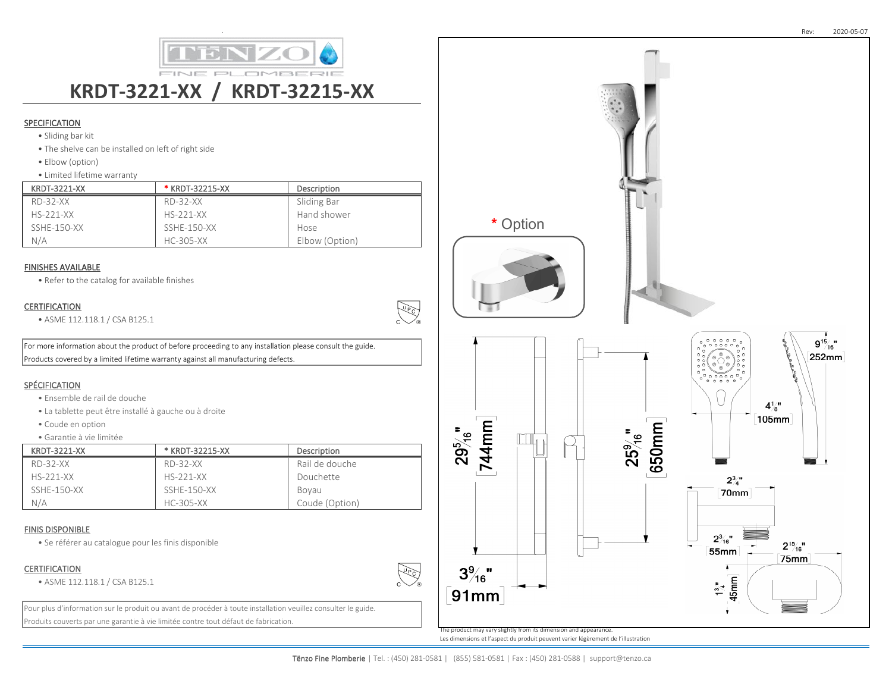# KRDT-3221-XX / KRDT-32215-XX

## SPECIFICATION

- Sliding bar kit
- The shelve can be installed on left of right side
- Elbow (option)
- Limited lifetime warranty

| KRDT-3221-XX | * KRDT-32215-XX | Description |
|---|---|---|
| RD-32-XX | RD-32-XX | Sliding Bar |
| HS-221-XX | HS-221-XX | Hand shower |
| SSHE-150-XX | SSHE-150-XX | Hose |
| N/A | HC-305-XX | Elbow (Option) |

## FINISHES AVAILABLE

- Refer to the catalog for available finishes

## CERTIFICATION

- ASME 112.118.1 / CSA B125.1

For more information about the product of before proceeding to any installation please consult the guide.
Products covered by a limited lifetime warranty against all manufacturing defects.

## SPÉCIFICATION

- Ensemble de rail de douche
- La tablette peut être installé à gauche ou à droite
- Coude en option
- Garantie à vie limitée

| KRDT-3221-XX | * KRDT-32215-XX | Description |
|---|---|---|
| RD-32-XX | RD-32-XX | Rail de douche |
| HS-221-XX | HS-221-XX | Douchette |
| SSHE-150-XX | SSHE-150-XX | Boyau |
| N/A | HC-305-XX | Coude (Option) |

## FINIS DISPONIBLE

- Se référer au catalogue pour les finis disponible

## CERTIFICATION

- ASME 112.118.1 / CSA B125.1

Pour plus d'information sur le produit ou avant de procéder à toute installation veuillez consulter le guide.
Produits couverts par une garantie à vie limitée contre tout défaut de fabrication.

Rev: 2020-05-07

* Option

29 5/16" 744mm

25 9/16" 650mm

3 9/16" 91mm

9 15/16" 252mm

4 1/8" 105mm

2 3/4" 70mm

2 3/16" 55mm

2 15/16" 75mm

1 3/4" 45mm

The product may vary slightly from its dimension and appearance.
Les dimensions et l'aspect du produit peuvent varier légèrement de l'illustration

Tènzo Fine Plomberie | Tel. : (450) 281-0581 | (855) 581-0581 | Fax : (450) 281-0588 | support@tenzo.ca